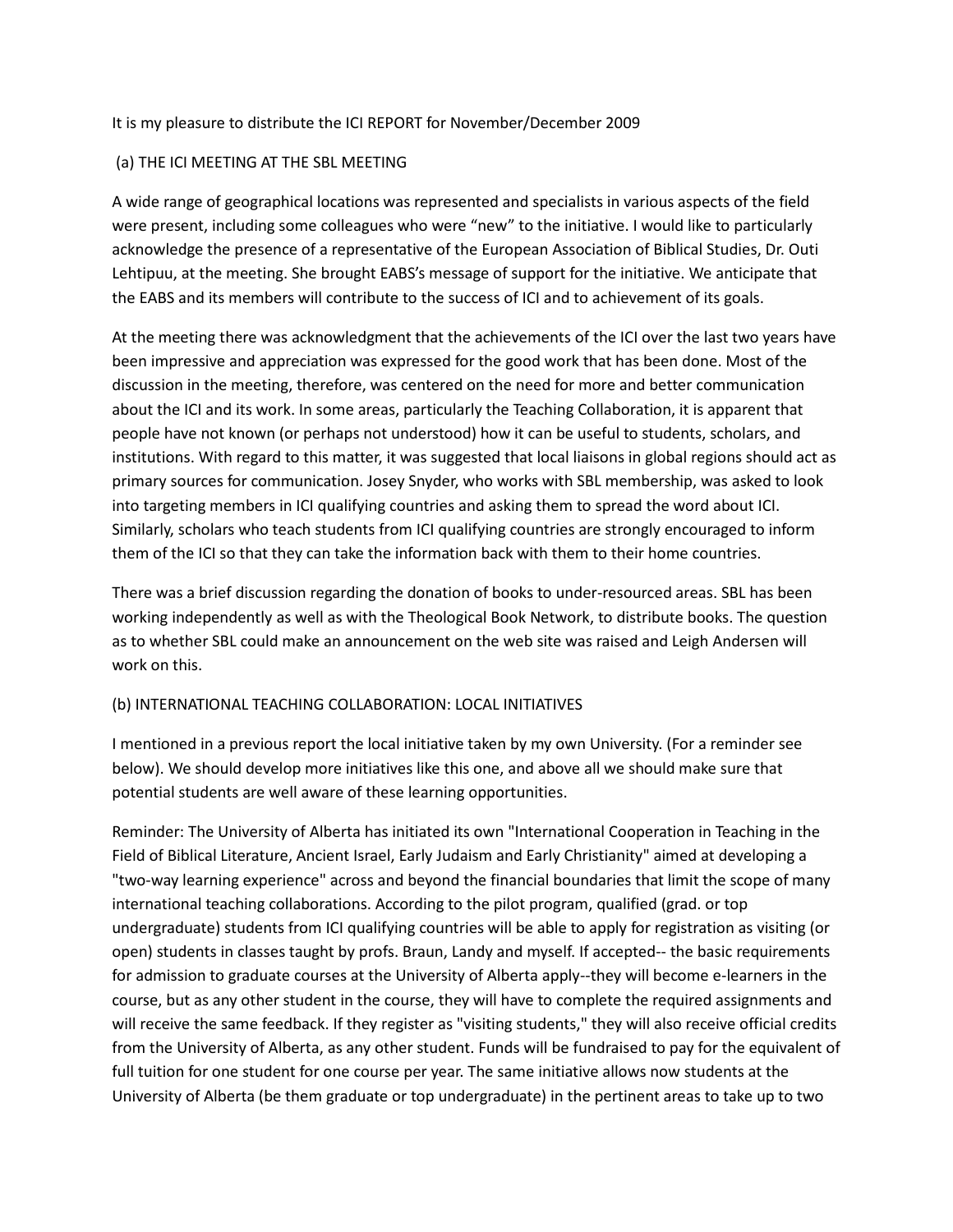It is my pleasure to distribute the ICI REPORT for November/December 2009

## (a) THE ICI MEETING AT THE SBL MEETING

A wide range of geographical locations was represented and specialists in various aspects of the field were present, including some colleagues who were "new" to the initiative. I would like to particularly acknowledge the presence of a representative of the European Association of Biblical Studies, Dr. Outi Lehtipuu, at the meeting. She brought EABS's message of support for the initiative. We anticipate that the EABS and its members will contribute to the success of ICI and to achievement of its goals.

At the meeting there was acknowledgment that the achievements of the ICI over the last two years have been impressive and appreciation was expressed for the good work that has been done. Most of the discussion in the meeting, therefore, was centered on the need for more and better communication about the ICI and its work. In some areas, particularly the Teaching Collaboration, it is apparent that people have not known (or perhaps not understood) how it can be useful to students, scholars, and institutions. With regard to this matter, it was suggested that local liaisons in global regions should act as primary sources for communication. Josey Snyder, who works with SBL membership, was asked to look into targeting members in ICI qualifying countries and asking them to spread the word about ICI. Similarly, scholars who teach students from ICI qualifying countries are strongly encouraged to inform them of the ICI so that they can take the information back with them to their home countries.

There was a brief discussion regarding the donation of books to under-resourced areas. SBL has been working independently as well as with the Theological Book Network, to distribute books. The question as to whether SBL could make an announcement on the web site was raised and Leigh Andersen will work on this.

## (b) INTERNATIONAL TEACHING COLLABORATION: LOCAL INITIATIVES

I mentioned in a previous report the local initiative taken by my own University. (For a reminder see below). We should develop more initiatives like this one, and above all we should make sure that potential students are well aware of these learning opportunities.

Reminder: The University of Alberta has initiated its own "International Cooperation in Teaching in the Field of Biblical Literature, Ancient Israel, Early Judaism and Early Christianity" aimed at developing a "two-way learning experience" across and beyond the financial boundaries that limit the scope of many international teaching collaborations. According to the pilot program, qualified (grad. or top undergraduate) students from ICI qualifying countries will be able to apply for registration as visiting (or open) students in classes taught by profs. Braun, Landy and myself. If accepted-- the basic requirements for admission to graduate courses at the University of Alberta apply--they will become e-learners in the course, but as any other student in the course, they will have to complete the required assignments and will receive the same feedback. If they register as "visiting students," they will also receive official credits from the University of Alberta, as any other student. Funds will be fundraised to pay for the equivalent of full tuition for one student for one course per year. The same initiative allows now students at the University of Alberta (be them graduate or top undergraduate) in the pertinent areas to take up to two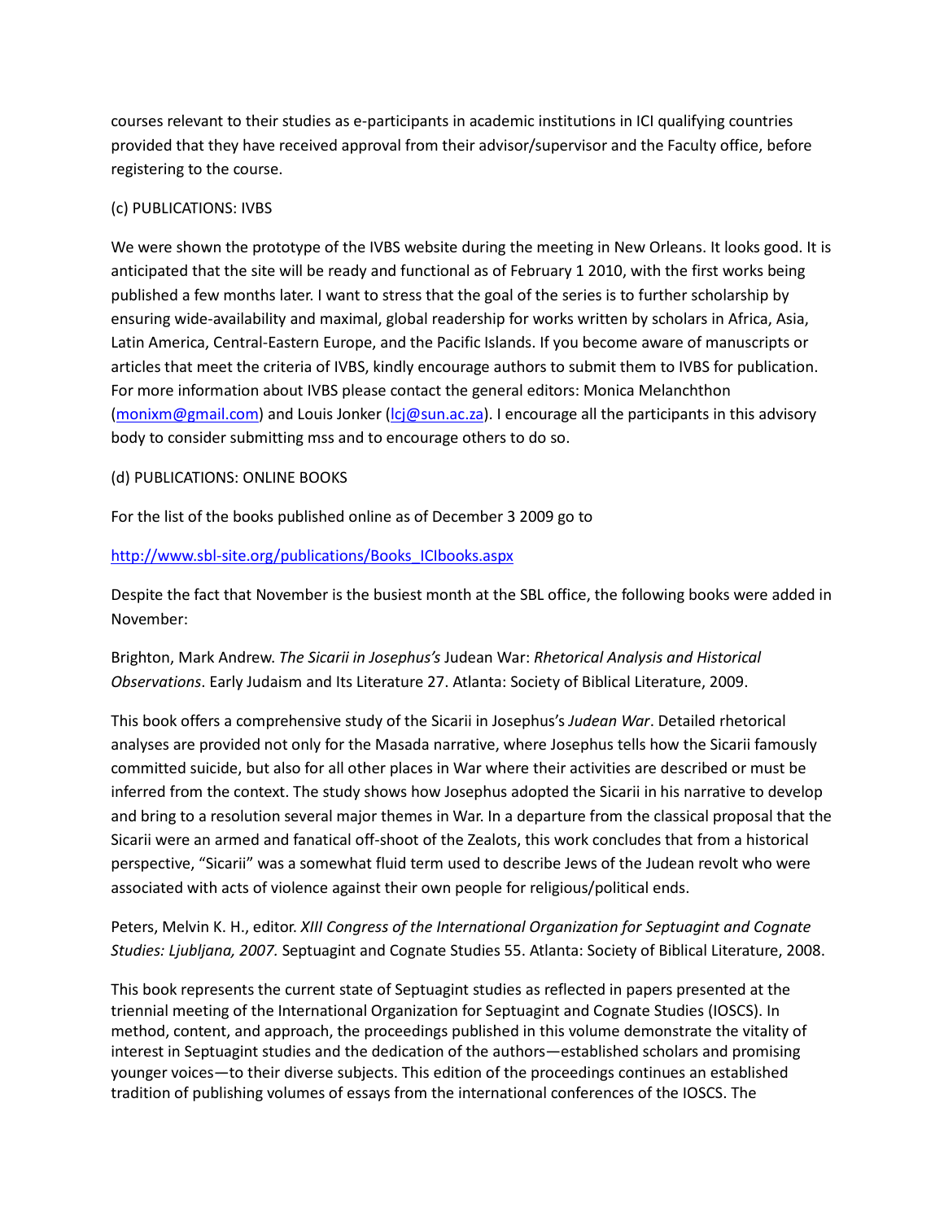courses relevant to their studies as e-participants in academic institutions in ICI qualifying countries provided that they have received approval from their advisor/supervisor and the Faculty office, before registering to the course.

(c) PUBLICATIONS: IVBS

We were shown the prototype of the IVBS website during the meeting in New Orleans. It looks good. It is anticipated that the site will be ready and functional as of February 1 2010, with the first works being published a few months later. I want to stress that the goal of the series is to further scholarship by ensuring wide-availability and maximal, global readership for works written by scholars in Africa, Asia, Latin America, Central-Eastern Europe, and the Pacific Islands. If you become aware of manuscripts or articles that meet the criteria of IVBS, kindly encourage authors to submit them to IVBS for publication. For more information about IVBS please contact the general editors: Monica Melanchthon ([monixm@gmail.com](mailto:monixm@gmail.com)) and Louis Jonker ([lcj@sun.ac.za](mailto:lcj@sun.ac.za)). I encourage all the participants in this advisory body to consider submitting mss and to encourage others to do so.

(d) PUBLICATIONS: ONLINE BOOKS

For the list of the books published online as of December 3 2009 go to

[http://www.sbl-site.org/publications/Books_ICIbooks.aspx](http://www.sbl-site.org/publications/Books_ICIbooks.aspx)

Despite the fact that November is the busiest month at the SBL office, the following books were added in November:

Brighton, Mark Andrew. *The Sicarii in Josephus's* Judean War: *Rhetorical Analysis and Historical Observations*. Early Judaism and Its Literature 27. Atlanta: Society of Biblical Literature, 2009.

This book offers a comprehensive study of the Sicarii in Josephus's *Judean War*. Detailed rhetorical analyses are provided not only for the Masada narrative, where Josephus tells how the Sicarii famously committed suicide, but also for all other places in War where their activities are described or must be inferred from the context. The study shows how Josephus adopted the Sicarii in his narrative to develop and bring to a resolution several major themes in War. In a departure from the classical proposal that the Sicarii were an armed and fanatical off-shoot of the Zealots, this work concludes that from a historical perspective, "Sicarii" was a somewhat fluid term used to describe Jews of the Judean revolt who were associated with acts of violence against their own people for religious/political ends.

Peters, Melvin K. H., editor. *XIII Congress of the International Organization for Septuagint and Cognate Studies: Ljubljana, 2007.* Septuagint and Cognate Studies 55. Atlanta: Society of Biblical Literature, 2008.

This book represents the current state of Septuagint studies as reflected in papers presented at the triennial meeting of the International Organization for Septuagint and Cognate Studies (IOSCS). In method, content, and approach, the proceedings published in this volume demonstrate the vitality of interest in Septuagint studies and the dedication of the authors—established scholars and promising younger voices—to their diverse subjects. This edition of the proceedings continues an established tradition of publishing volumes of essays from the international conferences of the IOSCS. The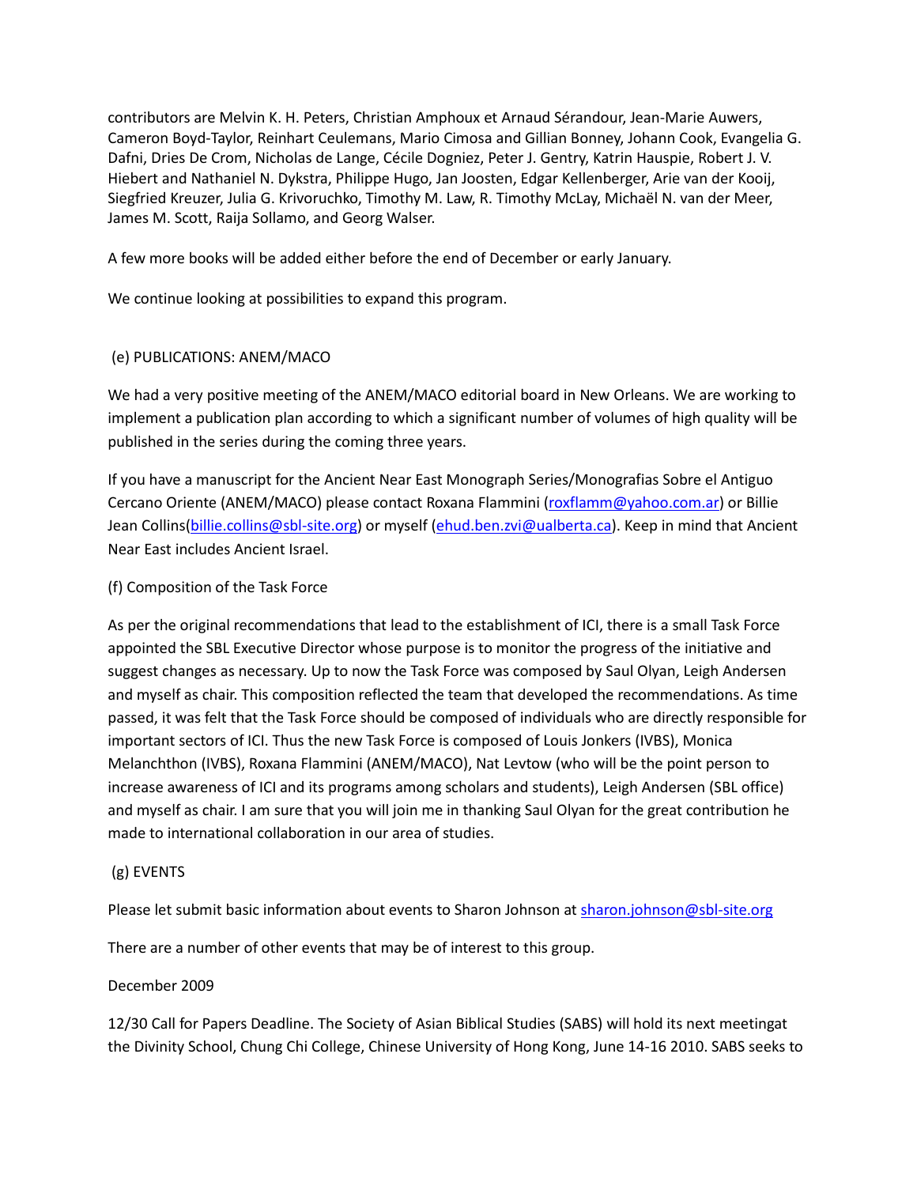contributors are Melvin K. H. Peters, Christian Amphoux et Arnaud Sérandour, Jean-Marie Auwers, Cameron Boyd-Taylor, Reinhart Ceulemans, Mario Cimosa and Gillian Bonney, Johann Cook, Evangelia G. Dafni, Dries De Crom, Nicholas de Lange, Cécile Dogniez, Peter J. Gentry, Katrin Hauspie, Robert J. V. Hiebert and Nathaniel N. Dykstra, Philippe Hugo, Jan Joosten, Edgar Kellenberger, Arie van der Kooij, Siegfried Kreuzer, Julia G. Krivoruchko, Timothy M. Law, R. Timothy McLay, Michaël N. van der Meer, James M. Scott, Raija Sollamo, and Georg Walser.

A few more books will be added either before the end of December or early January.

We continue looking at possibilities to expand this program.

(e) PUBLICATIONS: ANEM/MACO

We had a very positive meeting of the ANEM/MACO editorial board in New Orleans. We are working to implement a publication plan according to which a significant number of volumes of high quality will be published in the series during the coming three years.

If you have a manuscript for the Ancient Near East Monograph Series/Monografias Sobre el Antiguo Cercano Oriente (ANEM/MACO) please contact Roxana Flammini (roxflamm@yahoo.com.ar) or Billie Jean Collins(billie.collins@sbl-site.org) or myself (ehud.ben.zvi@ualberta.ca). Keep in mind that Ancient Near East includes Ancient Israel.

(f) Composition of the Task Force

As per the original recommendations that lead to the establishment of ICI, there is a small Task Force appointed the SBL Executive Director whose purpose is to monitor the progress of the initiative and suggest changes as necessary. Up to now the Task Force was composed by Saul Olyan, Leigh Andersen and myself as chair. This composition reflected the team that developed the recommendations. As time passed, it was felt that the Task Force should be composed of individuals who are directly responsible for important sectors of ICI. Thus the new Task Force is composed of Louis Jonkers (IVBS), Monica Melanchthon (IVBS), Roxana Flammini (ANEM/MACO), Nat Levtow (who will be the point person to increase awareness of ICI and its programs among scholars and students), Leigh Andersen (SBL office) and myself as chair. I am sure that you will join me in thanking Saul Olyan for the great contribution he made to international collaboration in our area of studies.

(g) EVENTS

Please let submit basic information about events to Sharon Johnson at sharon.johnson@sbl-site.org

There are a number of other events that may be of interest to this group.

December 2009

12/30 Call for Papers Deadline. The Society of Asian Biblical Studies (SABS) will hold its next meetingat the Divinity School, Chung Chi College, Chinese University of Hong Kong, June 14-16 2010. SABS seeks to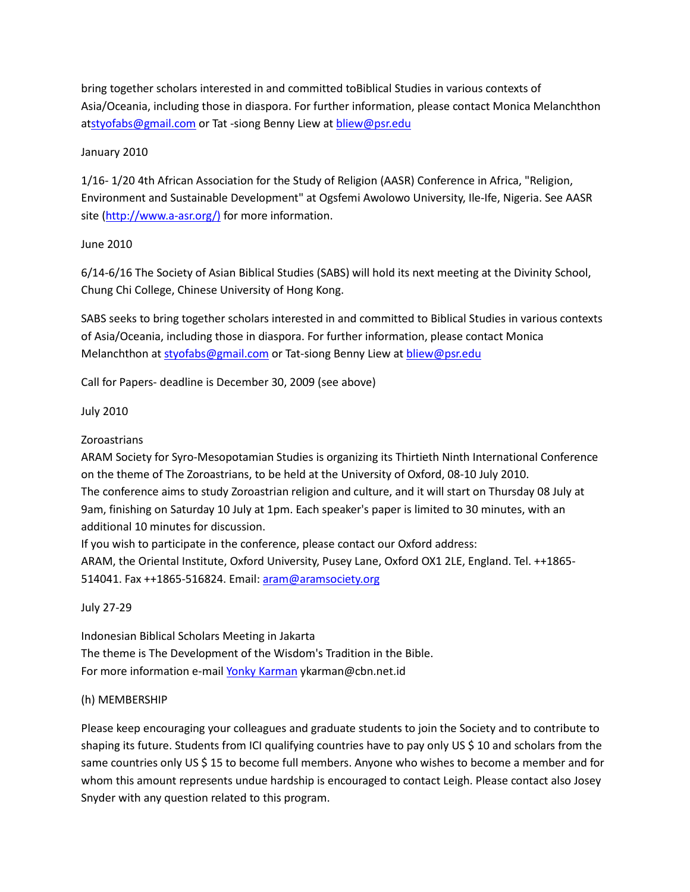bring together scholars interested in and committed toBiblical Studies in various contexts of Asia/Oceania, including those in diaspora. For further information, please contact Monica Melanchthon atstyofabs@gmail.com or Tat -siong Benny Liew at bliew@psr.edu

January 2010

1/16- 1/20 4th African Association for the Study of Religion (AASR) Conference in Africa, "Religion, Environment and Sustainable Development" at Ogsfemi Awolowo University, Ile-Ife, Nigeria. See AASR site (http://www.a-asr.org/) for more information.

June 2010

6/14-6/16 The Society of Asian Biblical Studies (SABS) will hold its next meeting at the Divinity School, Chung Chi College, Chinese University of Hong Kong.

SABS seeks to bring together scholars interested in and committed to Biblical Studies in various contexts of Asia/Oceania, including those in diaspora. For further information, please contact Monica Melanchthon at styofabs@gmail.com or Tat-siong Benny Liew at bliew@psr.edu

Call for Papers- deadline is December 30, 2009 (see above)

July 2010

Zoroastrians
ARAM Society for Syro-Mesopotamian Studies is organizing its Thirtieth Ninth International Conference on the theme of The Zoroastrians, to be held at the University of Oxford, 08-10 July 2010.
The conference aims to study Zoroastrian religion and culture, and it will start on Thursday 08 July at 9am, finishing on Saturday 10 July at 1pm. Each speaker's paper is limited to 30 minutes, with an additional 10 minutes for discussion.
If you wish to participate in the conference, please contact our Oxford address:
ARAM, the Oriental Institute, Oxford University, Pusey Lane, Oxford OX1 2LE, England. Tel. ++1865-514041. Fax ++1865-516824. Email: aram@aramsociety.org

July 27-29

Indonesian Biblical Scholars Meeting in Jakarta
The theme is The Development of the Wisdom's Tradition in the Bible.
For more information e-mail Yonky Karman ykarman@cbn.net.id

(h) MEMBERSHIP

Please keep encouraging your colleagues and graduate students to join the Society and to contribute to shaping its future. Students from ICI qualifying countries have to pay only US $ 10 and scholars from the same countries only US $ 15 to become full members. Anyone who wishes to become a member and for whom this amount represents undue hardship is encouraged to contact Leigh. Please contact also Josey Snyder with any question related to this program.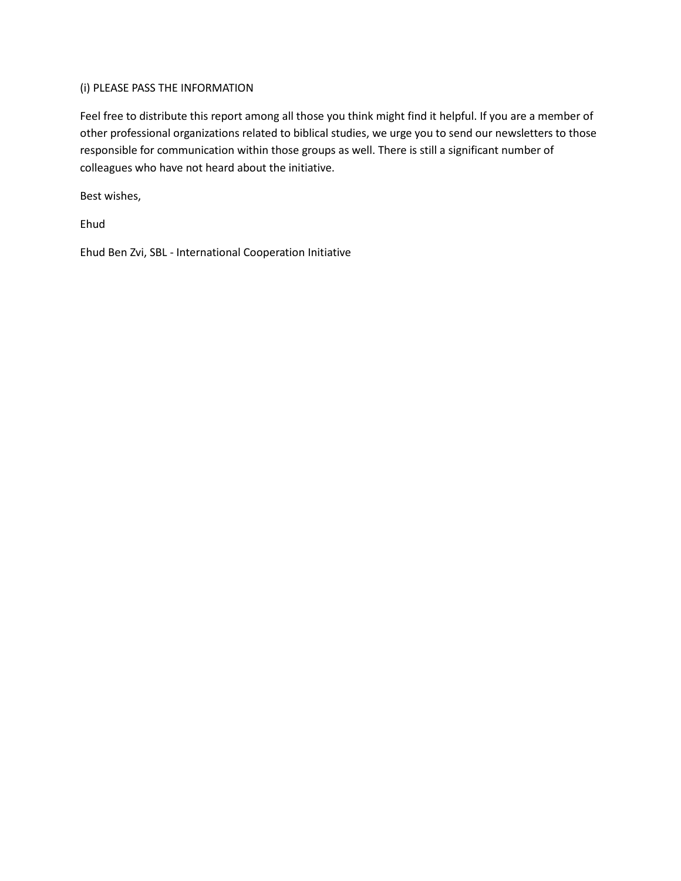(i) PLEASE PASS THE INFORMATION

Feel free to distribute this report among all those you think might find it helpful. If you are a member of other professional organizations related to biblical studies, we urge you to send our newsletters to those responsible for communication within those groups as well. There is still a significant number of colleagues who have not heard about the initiative.

Best wishes,

Ehud

Ehud Ben Zvi, SBL - International Cooperation Initiative